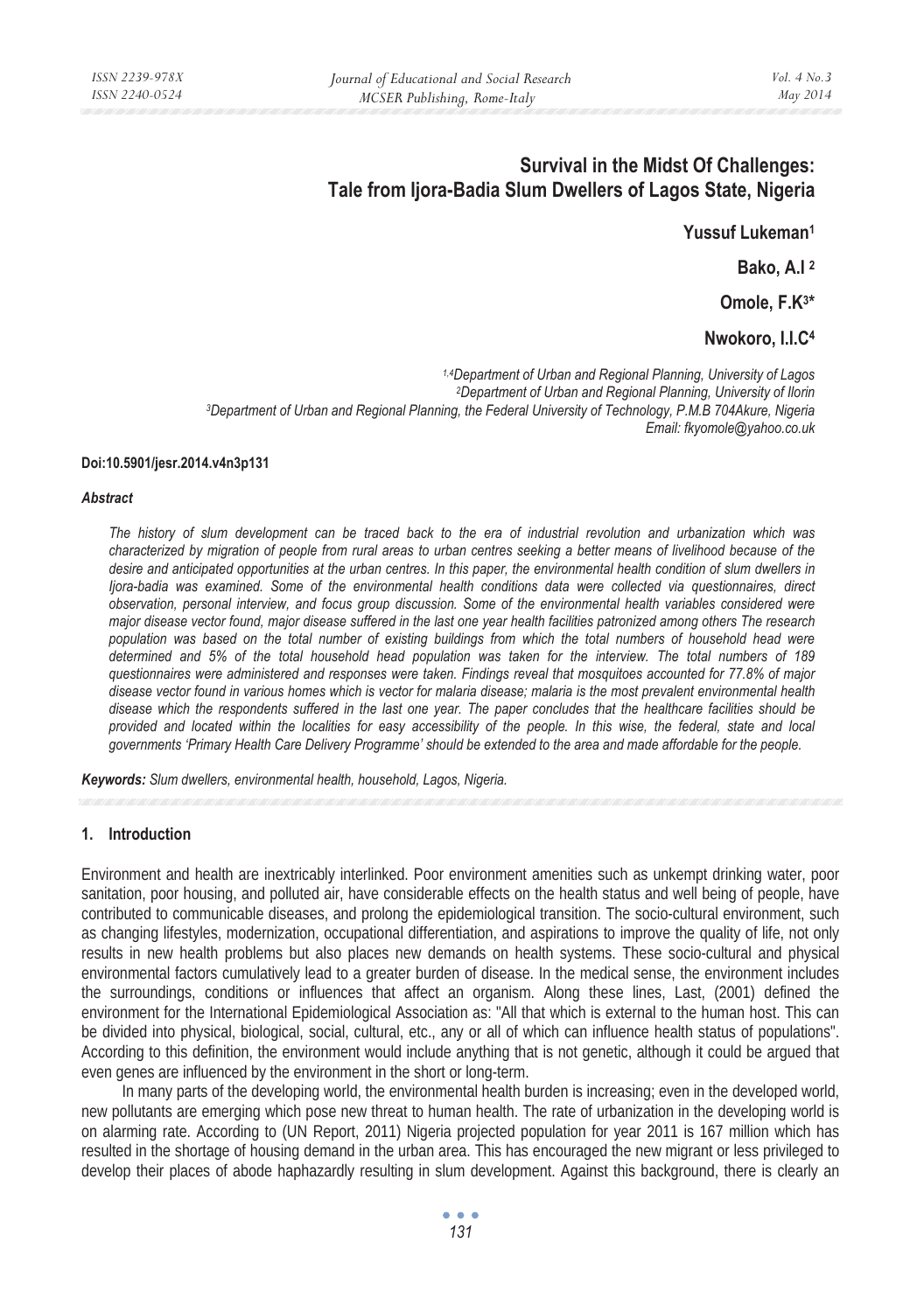# Survival in the Midst Of Challenges: Tale from Ijora-Badia Slum Dwellers of Lagos State, Nigeria

**Yussuf Lukeman[1]**

**Bako, A.I [2]**

**Omole, F.K[3]***

**Nwokoro, I.I.C[4]**

*[1,4]Department of Urban and Regional Planning, University of Lagos*
*[2]Department of Urban and Regional Planning, University of Ilorin*
*[3]Department of Urban and Regional Planning, the Federal University of Technology, P.M.B 704Akure, Nigeria*
*Email: fkyomole@yahoo.co.uk*

**Doi:10.5901/jesr.2014.v4n3p131**

#### *Abstract*

*The history of slum development can be traced back to the era of industrial revolution and urbanization which was characterized by migration of people from rural areas to urban centres seeking a better means of livelihood because of the desire and anticipated opportunities at the urban centres. In this paper, the environmental health condition of slum dwellers in Ijora-badia was examined. Some of the environmental health conditions data were collected via questionnaires, direct observation, personal interview, and focus group discussion. Some of the environmental health variables considered were major disease vector found, major disease suffered in the last one year health facilities patronized among others The research population was based on the total number of existing buildings from which the total numbers of household head were determined and 5% of the total household head population was taken for the interview. The total numbers of 189 questionnaires were administered and responses were taken. Findings reveal that mosquitoes accounted for 77.8% of major disease vector found in various homes which is vector for malaria disease; malaria is the most prevalent environmental health disease which the respondents suffered in the last one year. The paper concludes that the healthcare facilities should be provided and located within the localities for easy accessibility of the people. In this wise, the federal, state and local governments 'Primary Health Care Delivery Programme' should be extended to the area and made affordable for the people.*

***Keywords:** Slum dwellers, environmental health, household, Lagos, Nigeria.*

## 1. Introduction

Environment and health are inextricably interlinked. Poor environment amenities such as unkempt drinking water, poor sanitation, poor housing, and polluted air, have considerable effects on the health status and well being of people, have contributed to communicable diseases, and prolong the epidemiological transition. The socio-cultural environment, such as changing lifestyles, modernization, occupational differentiation, and aspirations to improve the quality of life, not only results in new health problems but also places new demands on health systems. These socio-cultural and physical environmental factors cumulatively lead to a greater burden of disease. In the medical sense, the environment includes the surroundings, conditions or influences that affect an organism. Along these lines, Last, (2001) defined the environment for the International Epidemiological Association as: "All that which is external to the human host. This can be divided into physical, biological, social, cultural, etc., any or all of which can influence health status of populations". According to this definition, the environment would include anything that is not genetic, although it could be argued that even genes are influenced by the environment in the short or long-term.

In many parts of the developing world, the environmental health burden is increasing; even in the developed world, new pollutants are emerging which pose new threat to human health. The rate of urbanization in the developing world is on alarming rate. According to (UN Report, 2011) Nigeria projected population for year 2011 is 167 million which has resulted in the shortage of housing demand in the urban area. This has encouraged the new migrant or less privileged to develop their places of abode haphazardly resulting in slum development. Against this background, there is clearly an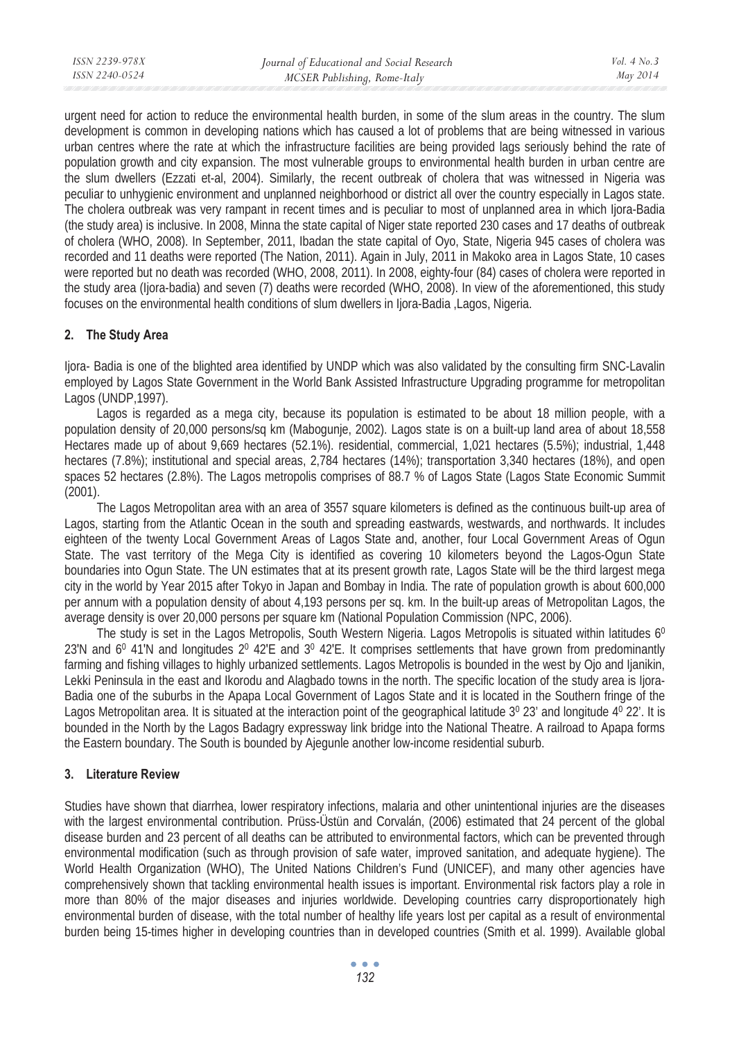urgent need for action to reduce the environmental health burden, in some of the slum areas in the country. The slum development is common in developing nations which has caused a lot of problems that are being witnessed in various urban centres where the rate at which the infrastructure facilities are being provided lags seriously behind the rate of population growth and city expansion. The most vulnerable groups to environmental health burden in urban centre are the slum dwellers (Ezzati et-al, 2004). Similarly, the recent outbreak of cholera that was witnessed in Nigeria was peculiar to unhygienic environment and unplanned neighborhood or district all over the country especially in Lagos state. The cholera outbreak was very rampant in recent times and is peculiar to most of unplanned area in which Ijora-Badia (the study area) is inclusive. In 2008, Minna the state capital of Niger state reported 230 cases and 17 deaths of outbreak of cholera (WHO, 2008). In September, 2011, Ibadan the state capital of Oyo, State, Nigeria 945 cases of cholera was recorded and 11 deaths were reported (The Nation, 2011). Again in July, 2011 in Makoko area in Lagos State, 10 cases were reported but no death was recorded (WHO, 2008, 2011). In 2008, eighty-four (84) cases of cholera were reported in the study area (Ijora-badia) and seven (7) deaths were recorded (WHO, 2008). In view of the aforementioned, this study focuses on the environmental health conditions of slum dwellers in Ijora-Badia ,Lagos, Nigeria.

## 2. The Study Area

Ijora- Badia is one of the blighted area identified by UNDP which was also validated by the consulting firm SNC-Lavalin employed by Lagos State Government in the World Bank Assisted Infrastructure Upgrading programme for metropolitan Lagos (UNDP,1997).

Lagos is regarded as a mega city, because its population is estimated to be about 18 million people, with a population density of 20,000 persons/sq km (Mabogunje, 2002). Lagos state is on a built-up land area of about 18,558 Hectares made up of about 9,669 hectares (52.1%). residential, commercial, 1,021 hectares (5.5%); industrial, 1,448 hectares (7.8%); institutional and special areas, 2,784 hectares (14%); transportation 3,340 hectares (18%), and open spaces 52 hectares (2.8%). The Lagos metropolis comprises of 88.7 % of Lagos State (Lagos State Economic Summit (2001).

The Lagos Metropolitan area with an area of 3557 square kilometers is defined as the continuous built-up area of Lagos, starting from the Atlantic Ocean in the south and spreading eastwards, westwards, and northwards. It includes eighteen of the twenty Local Government Areas of Lagos State and, another, four Local Government Areas of Ogun State. The vast territory of the Mega City is identified as covering 10 kilometers beyond the Lagos-Ogun State boundaries into Ogun State. The UN estimates that at its present growth rate, Lagos State will be the third largest mega city in the world by Year 2015 after Tokyo in Japan and Bombay in India. The rate of population growth is about 600,000 per annum with a population density of about 4,193 persons per sq. km. In the built-up areas of Metropolitan Lagos, the average density is over 20,000 persons per square km (National Population Commission (NPC, 2006).

The study is set in the Lagos Metropolis, South Western Nigeria. Lagos Metropolis is situated within latitudes $6^0$ 23'N and $6^0$ 41'N and longitudes $2^0$ 42'E and $3^0$ 42'E. It comprises settlements that have grown from predominantly farming and fishing villages to highly urbanized settlements. Lagos Metropolis is bounded in the west by Ojo and Ijanikin, Lekki Peninsula in the east and Ikorodu and Alagbado towns in the north. The specific location of the study area is Ijora-Badia one of the suburbs in the Apapa Local Government of Lagos State and it is located in the Southern fringe of the Lagos Metropolitan area. It is situated at the interaction point of the geographical latitude $3^0$ 23' and longitude $4^0$ 22'. It is bounded in the North by the Lagos Badagry expressway link bridge into the National Theatre. A railroad to Apapa forms the Eastern boundary. The South is bounded by Ajegunle another low-income residential suburb.

## 3. Literature Review

Studies have shown that diarrhea, lower respiratory infections, malaria and other unintentional injuries are the diseases with the largest environmental contribution. Prüss-Üstün and Corvalán, (2006) estimated that 24 percent of the global disease burden and 23 percent of all deaths can be attributed to environmental factors, which can be prevented through environmental modification (such as through provision of safe water, improved sanitation, and adequate hygiene). The World Health Organization (WHO), The United Nations Children's Fund (UNICEF), and many other agencies have comprehensively shown that tackling environmental health issues is important. Environmental risk factors play a role in more than 80% of the major diseases and injuries worldwide. Developing countries carry disproportionately high environmental burden of disease, with the total number of healthy life years lost per capital as a result of environmental burden being 15-times higher in developing countries than in developed countries (Smith et al. 1999). Available global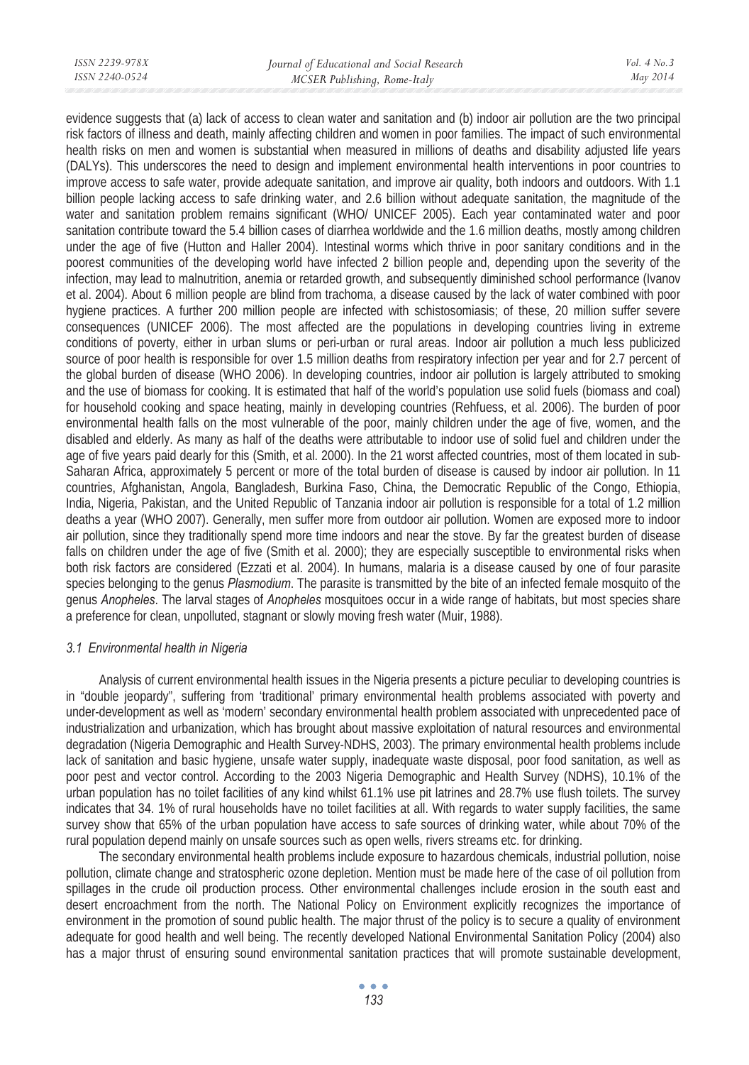evidence suggests that (a) lack of access to clean water and sanitation and (b) indoor air pollution are the two principal risk factors of illness and death, mainly affecting children and women in poor families. The impact of such environmental health risks on men and women is substantial when measured in millions of deaths and disability adjusted life years (DALYs). This underscores the need to design and implement environmental health interventions in poor countries to improve access to safe water, provide adequate sanitation, and improve air quality, both indoors and outdoors. With 1.1 billion people lacking access to safe drinking water, and 2.6 billion without adequate sanitation, the magnitude of the water and sanitation problem remains significant (WHO/ UNICEF 2005). Each year contaminated water and poor sanitation contribute toward the 5.4 billion cases of diarrhea worldwide and the 1.6 million deaths, mostly among children under the age of five (Hutton and Haller 2004). Intestinal worms which thrive in poor sanitary conditions and in the poorest communities of the developing world have infected 2 billion people and, depending upon the severity of the infection, may lead to malnutrition, anemia or retarded growth, and subsequently diminished school performance (Ivanov et al. 2004). About 6 million people are blind from trachoma, a disease caused by the lack of water combined with poor hygiene practices. A further 200 million people are infected with schistosomiasis; of these, 20 million suffer severe consequences (UNICEF 2006). The most affected are the populations in developing countries living in extreme conditions of poverty, either in urban slums or peri-urban or rural areas. Indoor air pollution a much less publicized source of poor health is responsible for over 1.5 million deaths from respiratory infection per year and for 2.7 percent of the global burden of disease (WHO 2006). In developing countries, indoor air pollution is largely attributed to smoking and the use of biomass for cooking. It is estimated that half of the world's population use solid fuels (biomass and coal) for household cooking and space heating, mainly in developing countries (Rehfuess, et al. 2006). The burden of poor environmental health falls on the most vulnerable of the poor, mainly children under the age of five, women, and the disabled and elderly. As many as half of the deaths were attributable to indoor use of solid fuel and children under the age of five years paid dearly for this (Smith, et al. 2000). In the 21 worst affected countries, most of them located in sub-Saharan Africa, approximately 5 percent or more of the total burden of disease is caused by indoor air pollution. In 11 countries, Afghanistan, Angola, Bangladesh, Burkina Faso, China, the Democratic Republic of the Congo, Ethiopia, India, Nigeria, Pakistan, and the United Republic of Tanzania indoor air pollution is responsible for a total of 1.2 million deaths a year (WHO 2007). Generally, men suffer more from outdoor air pollution. Women are exposed more to indoor air pollution, since they traditionally spend more time indoors and near the stove. By far the greatest burden of disease falls on children under the age of five (Smith et al. 2000); they are especially susceptible to environmental risks when both risk factors are considered (Ezzati et al. 2004). In humans, malaria is a disease caused by one of four parasite species belonging to the genus *Plasmodium*. The parasite is transmitted by the bite of an infected female mosquito of the genus *Anopheles*. The larval stages of *Anopheles* mosquitoes occur in a wide range of habitats, but most species share a preference for clean, unpolluted, stagnant or slowly moving fresh water (Muir, 1988).

### *3.1 Environmental health in Nigeria*

Analysis of current environmental health issues in the Nigeria presents a picture peculiar to developing countries is in "double jeopardy", suffering from 'traditional' primary environmental health problems associated with poverty and under-development as well as 'modern' secondary environmental health problem associated with unprecedented pace of industrialization and urbanization, which has brought about massive exploitation of natural resources and environmental degradation (Nigeria Demographic and Health Survey-NDHS, 2003). The primary environmental health problems include lack of sanitation and basic hygiene, unsafe water supply, inadequate waste disposal, poor food sanitation, as well as poor pest and vector control. According to the 2003 Nigeria Demographic and Health Survey (NDHS), 10.1% of the urban population has no toilet facilities of any kind whilst 61.1% use pit latrines and 28.7% use flush toilets. The survey indicates that 34. 1% of rural households have no toilet facilities at all. With regards to water supply facilities, the same survey show that 65% of the urban population have access to safe sources of drinking water, while about 70% of the rural population depend mainly on unsafe sources such as open wells, rivers streams etc. for drinking.

The secondary environmental health problems include exposure to hazardous chemicals, industrial pollution, noise pollution, climate change and stratospheric ozone depletion. Mention must be made here of the case of oil pollution from spillages in the crude oil production process. Other environmental challenges include erosion in the south east and desert encroachment from the north. The National Policy on Environment explicitly recognizes the importance of environment in the promotion of sound public health. The major thrust of the policy is to secure a quality of environment adequate for good health and well being. The recently developed National Environmental Sanitation Policy (2004) also has a major thrust of ensuring sound environmental sanitation practices that will promote sustainable development,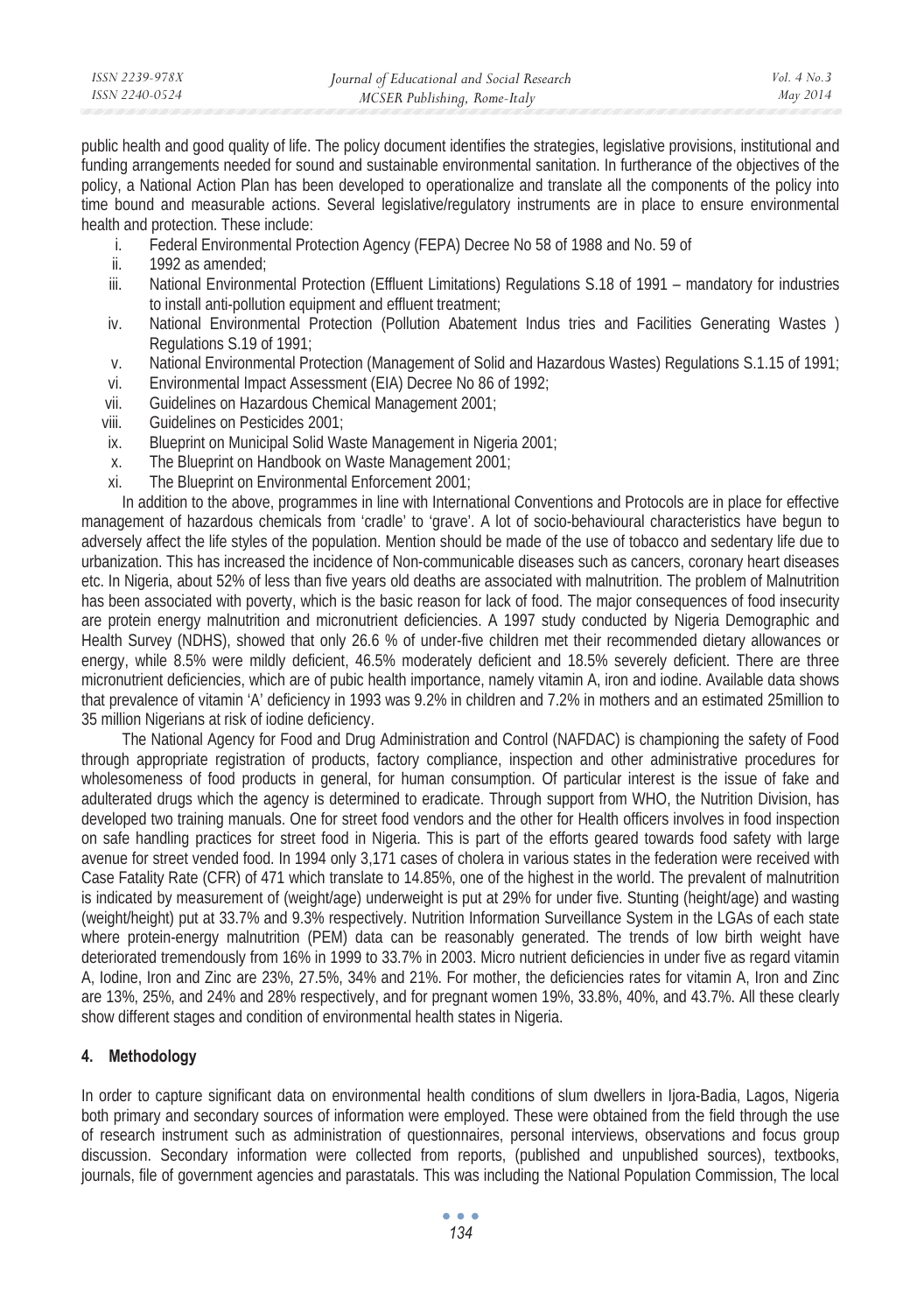public health and good quality of life. The policy document identifies the strategies, legislative provisions, institutional and funding arrangements needed for sound and sustainable environmental sanitation. In furtherance of the objectives of the policy, a National Action Plan has been developed to operationalize and translate all the components of the policy into time bound and measurable actions. Several legislative/regulatory instruments are in place to ensure environmental health and protection. These include:

i. Federal Environmental Protection Agency (FEPA) Decree No 58 of 1988 and No. 59 of
ii. 1992 as amended;
iii. National Environmental Protection (Effluent Limitations) Regulations S.18 of 1991 – mandatory for industries to install anti-pollution equipment and effluent treatment;
iv. National Environmental Protection (Pollution Abatement Indus tries and Facilities Generating Wastes ) Regulations S.19 of 1991;
v. National Environmental Protection (Management of Solid and Hazardous Wastes) Regulations S.1.15 of 1991;
vi. Environmental Impact Assessment (EIA) Decree No 86 of 1992;
vii. Guidelines on Hazardous Chemical Management 2001;
viii. Guidelines on Pesticides 2001;
ix. Blueprint on Municipal Solid Waste Management in Nigeria 2001;
x. The Blueprint on Handbook on Waste Management 2001;
xi. The Blueprint on Environmental Enforcement 2001;

In addition to the above, programmes in line with International Conventions and Protocols are in place for effective management of hazardous chemicals from 'cradle' to 'grave'. A lot of socio-behavioural characteristics have begun to adversely affect the life styles of the population. Mention should be made of the use of tobacco and sedentary life due to urbanization. This has increased the incidence of Non-communicable diseases such as cancers, coronary heart diseases etc. In Nigeria, about 52% of less than five years old deaths are associated with malnutrition. The problem of Malnutrition has been associated with poverty, which is the basic reason for lack of food. The major consequences of food insecurity are protein energy malnutrition and micronutrient deficiencies. A 1997 study conducted by Nigeria Demographic and Health Survey (NDHS), showed that only 26.6 % of under-five children met their recommended dietary allowances or energy, while 8.5% were mildly deficient, 46.5% moderately deficient and 18.5% severely deficient. There are three micronutrient deficiencies, which are of pubic health importance, namely vitamin A, iron and iodine. Available data shows that prevalence of vitamin 'A' deficiency in 1993 was 9.2% in children and 7.2% in mothers and an estimated 25million to 35 million Nigerians at risk of iodine deficiency.

The National Agency for Food and Drug Administration and Control (NAFDAC) is championing the safety of Food through appropriate registration of products, factory compliance, inspection and other administrative procedures for wholesomeness of food products in general, for human consumption. Of particular interest is the issue of fake and adulterated drugs which the agency is determined to eradicate. Through support from WHO, the Nutrition Division, has developed two training manuals. One for street food vendors and the other for Health officers involves in food inspection on safe handling practices for street food in Nigeria. This is part of the efforts geared towards food safety with large avenue for street vended food. In 1994 only 3,171 cases of cholera in various states in the federation were received with Case Fatality Rate (CFR) of 471 which translate to 14.85%, one of the highest in the world. The prevalent of malnutrition is indicated by measurement of (weight/age) underweight is put at 29% for under five. Stunting (height/age) and wasting (weight/height) put at 33.7% and 9.3% respectively. Nutrition Information Surveillance System in the LGAs of each state where protein-energy malnutrition (PEM) data can be reasonably generated. The trends of low birth weight have deteriorated tremendously from 16% in 1999 to 33.7% in 2003. Micro nutrient deficiencies in under five as regard vitamin A, Iodine, Iron and Zinc are 23%, 27.5%, 34% and 21%. For mother, the deficiencies rates for vitamin A, Iron and Zinc are 13%, 25%, and 24% and 28% respectively, and for pregnant women 19%, 33.8%, 40%, and 43.7%. All these clearly show different stages and condition of environmental health states in Nigeria.

## 4. Methodology

In order to capture significant data on environmental health conditions of slum dwellers in Ijora-Badia, Lagos, Nigeria both primary and secondary sources of information were employed. These were obtained from the field through the use of research instrument such as administration of questionnaires, personal interviews, observations and focus group discussion. Secondary information were collected from reports, (published and unpublished sources), textbooks, journals, file of government agencies and parastatals. This was including the National Population Commission, The local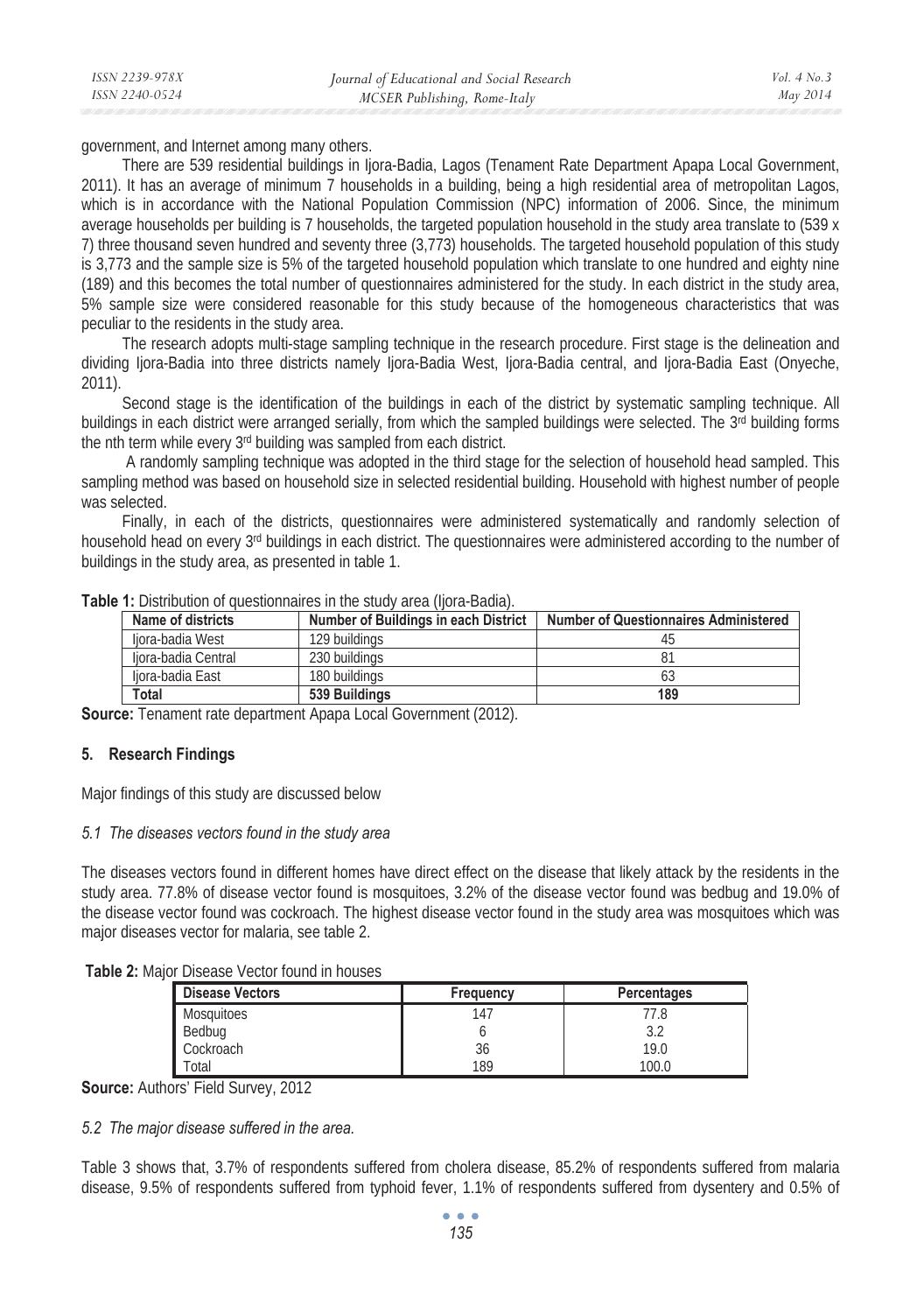government, and Internet among many others.

There are 539 residential buildings in Ijora-Badia, Lagos (Tenament Rate Department Apapa Local Government, 2011). It has an average of minimum 7 households in a building, being a high residential area of metropolitan Lagos, which is in accordance with the National Population Commission (NPC) information of 2006. Since, the minimum average households per building is 7 households, the targeted population household in the study area translate to (539 x 7) three thousand seven hundred and seventy three (3,773) households. The targeted household population of this study is 3,773 and the sample size is 5% of the targeted household population which translate to one hundred and eighty nine (189) and this becomes the total number of questionnaires administered for the study. In each district in the study area, 5% sample size were considered reasonable for this study because of the homogeneous characteristics that was peculiar to the residents in the study area.

The research adopts multi-stage sampling technique in the research procedure. First stage is the delineation and dividing Ijora-Badia into three districts namely Ijora-Badia West, Ijora-Badia central, and Ijora-Badia East (Onyeche, 2011).

Second stage is the identification of the buildings in each of the district by systematic sampling technique. All buildings in each district were arranged serially, from which the sampled buildings were selected. The 3rd building forms the nth term while every 3rd building was sampled from each district.

A randomly sampling technique was adopted in the third stage for the selection of household head sampled. This sampling method was based on household size in selected residential building. Household with highest number of people was selected.

Finally, in each of the districts, questionnaires were administered systematically and randomly selection of household head on every 3rd buildings in each district. The questionnaires were administered according to the number of buildings in the study area, as presented in table 1.

**Table 1:** Distribution of questionnaires in the study area (Ijora-Badia).

| Name of districts | Number of Buildings in each District | Number of Questionnaires Administered |
|---|---|---|
| Ijora-badia West | 129 buildings | 45 |
| Ijora-badia Central | 230 buildings | 81 |
| Ijora-badia East | 180 buildings | 63 |
| **Total** | **539 Buildings** | **189** |

**Source:** Tenament rate department Apapa Local Government (2012).

## 5. Research Findings

Major findings of this study are discussed below

### *5.1 The diseases vectors found in the study area*

The diseases vectors found in different homes have direct effect on the disease that likely attack by the residents in the study area. 77.8% of disease vector found is mosquitoes, 3.2% of the disease vector found was bedbug and 19.0% of the disease vector found was cockroach. The highest disease vector found in the study area was mosquitoes which was major diseases vector for malaria, see table 2.

**Table 2:** Major Disease Vector found in houses

| Disease Vectors | Frequency | Percentages |
|---|---|---|
| Mosquitoes | 147 | 77.8 |
| Bedbug | 6 | 3.2 |
| Cockroach | 36 | 19.0 |
| Total | 189 | 100.0 |

**Source:** Authors' Field Survey, 2012

### *5.2 The major disease suffered in the area.*

Table 3 shows that, 3.7% of respondents suffered from cholera disease, 85.2% of respondents suffered from malaria disease, 9.5% of respondents suffered from typhoid fever, 1.1% of respondents suffered from dysentery and 0.5% of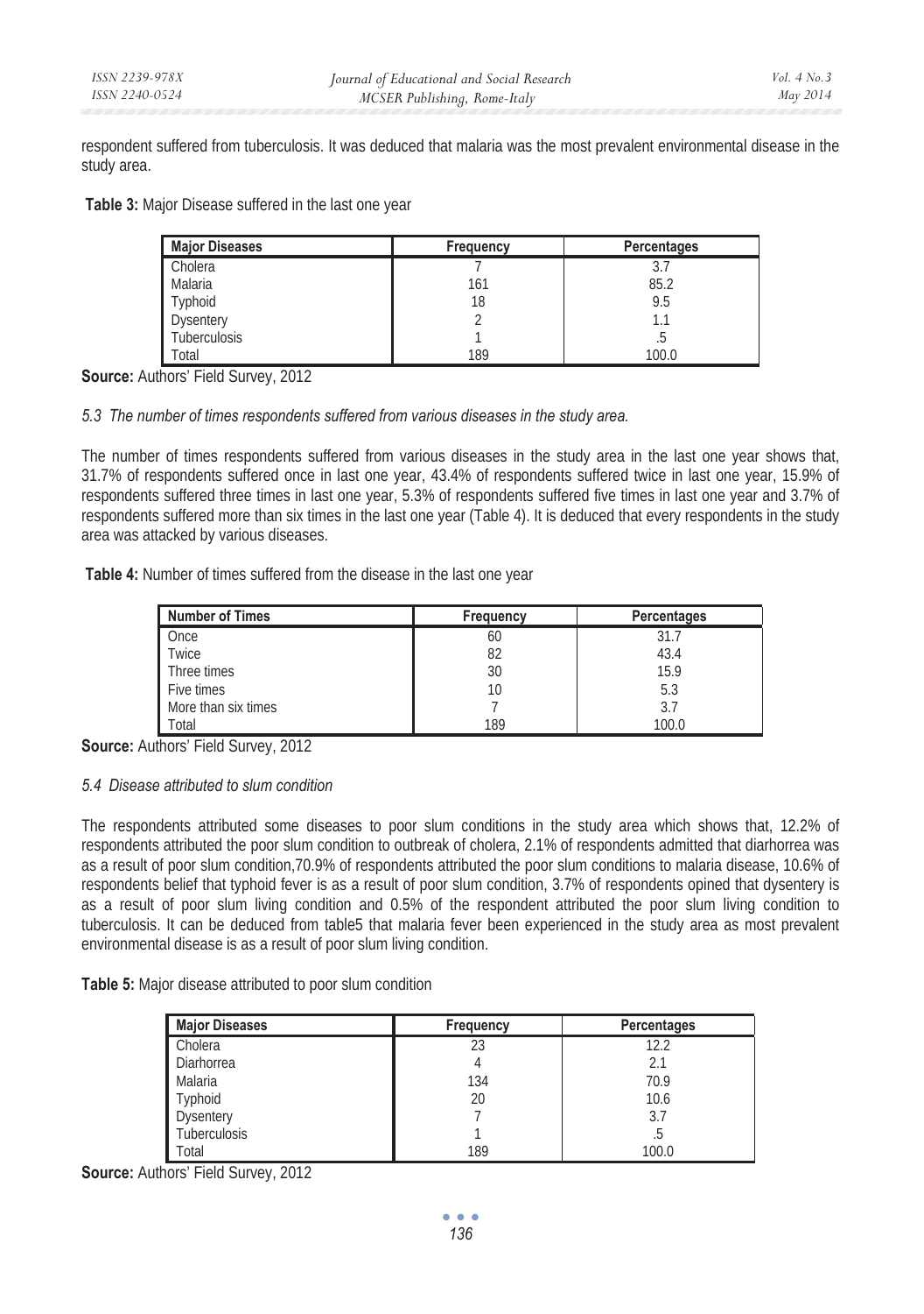respondent suffered from tuberculosis. It was deduced that malaria was the most prevalent environmental disease in the study area.

**Table 3:** Major Disease suffered in the last one year

| Major Diseases | Frequency | Percentages |
|---|---|---|
| Cholera | 7 | 3.7 |
| Malaria | 161 | 85.2 |
| Typhoid | 18 | 9.5 |
| Dysentery | 2 | 1.1 |
| Tuberculosis | 1 | .5 |
| Total | 189 | 100.0 |

**Source:** Authors' Field Survey, 2012

### *5.3 The number of times respondents suffered from various diseases in the study area.*

The number of times respondents suffered from various diseases in the study area in the last one year shows that, 31.7% of respondents suffered once in last one year, 43.4% of respondents suffered twice in last one year, 15.9% of respondents suffered three times in last one year, 5.3% of respondents suffered five times in last one year and 3.7% of respondents suffered more than six times in the last one year (Table 4). It is deduced that every respondents in the study area was attacked by various diseases.

**Table 4:** Number of times suffered from the disease in the last one year

| Number of Times | Frequency | Percentages |
|---|---|---|
| Once | 60 | 31.7 |
| Twice | 82 | 43.4 |
| Three times | 30 | 15.9 |
| Five times | 10 | 5.3 |
| More than six times | 7 | 3.7 |
| Total | 189 | 100.0 |

**Source:** Authors' Field Survey, 2012

### *5.4 Disease attributed to slum condition*

The respondents attributed some diseases to poor slum conditions in the study area which shows that, 12.2% of respondents attributed the poor slum condition to outbreak of cholera, 2.1% of respondents admitted that diarhorrea was as a result of poor slum condition,70.9% of respondents attributed the poor slum conditions to malaria disease, 10.6% of respondents belief that typhoid fever is as a result of poor slum condition, 3.7% of respondents opined that dysentery is as a result of poor slum living condition and 0.5% of the respondent attributed the poor slum living condition to tuberculosis. It can be deduced from table5 that malaria fever been experienced in the study area as most prevalent environmental disease is as a result of poor slum living condition.

**Table 5:** Major disease attributed to poor slum condition

| Major Diseases | Frequency | Percentages |
|---|---|---|
| Cholera | 23 | 12.2 |
| Diarhorrea | 4 | 2.1 |
| Malaria | 134 | 70.9 |
| Typhoid | 20 | 10.6 |
| Dysentery | 7 | 3.7 |
| Tuberculosis | 1 | .5 |
| Total | 189 | 100.0 |

**Source:** Authors' Field Survey, 2012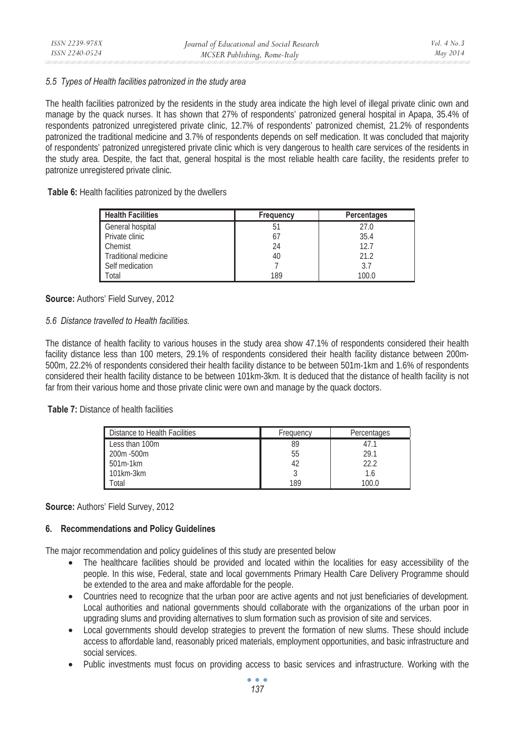*5.5 Types of Health facilities patronized in the study area*

The health facilities patronized by the residents in the study area indicate the high level of illegal private clinic own and manage by the quack nurses. It has shown that 27% of respondents' patronized general hospital in Apapa, 35.4% of respondents patronized unregistered private clinic, 12.7% of respondents' patronized chemist, 21.2% of respondents patronized the traditional medicine and 3.7% of respondents depends on self medication. It was concluded that majority of respondents' patronized unregistered private clinic which is very dangerous to health care services of the residents in the study area. Despite, the fact that, general hospital is the most reliable health care facility, the residents prefer to patronize unregistered private clinic.

**Table 6:** Health facilities patronized by the dwellers

| Health Facilities | Frequency | Percentages |
|---|---|---|
| General hospital | 51 | 27.0 |
| Private clinic | 67 | 35.4 |
| Chemist | 24 | 12.7 |
| Traditional medicine | 40 | 21.2 |
| Self medication | 7 | 3.7 |
| Total | 189 | 100.0 |

**Source:** Authors' Field Survey, 2012

*5.6 Distance travelled to Health facilities.*

The distance of health facility to various houses in the study area show 47.1% of respondents considered their health facility distance less than 100 meters, 29.1% of respondents considered their health facility distance between 200m-500m, 22.2% of respondents considered their health facility distance to be between 501m-1km and 1.6% of respondents considered their health facility distance to be between 101km-3km. It is deduced that the distance of health facility is not far from their various home and those private clinic were own and manage by the quack doctors.

**Table 7:** Distance of health facilities

| Distance to Health Facilities | Frequency | Percentages |
|---|---|---|
| Less than 100m | 89 | 47.1 |
| 200m -500m | 55 | 29.1 |
| 501m-1km | 42 | 22.2 |
| 101km-3km | 3 | 1.6 |
| Total | 189 | 100.0 |

**Source:** Authors' Field Survey, 2012

## 6. Recommendations and Policy Guidelines

The major recommendation and policy guidelines of this study are presented below

- The healthcare facilities should be provided and located within the localities for easy accessibility of the people. In this wise, Federal, state and local governments Primary Health Care Delivery Programme should be extended to the area and make affordable for the people.
- Countries need to recognize that the urban poor are active agents and not just beneficiaries of development. Local authorities and national governments should collaborate with the organizations of the urban poor in upgrading slums and providing alternatives to slum formation such as provision of site and services.
- Local governments should develop strategies to prevent the formation of new slums. These should include access to affordable land, reasonably priced materials, employment opportunities, and basic infrastructure and social services.
- Public investments must focus on providing access to basic services and infrastructure. Working with the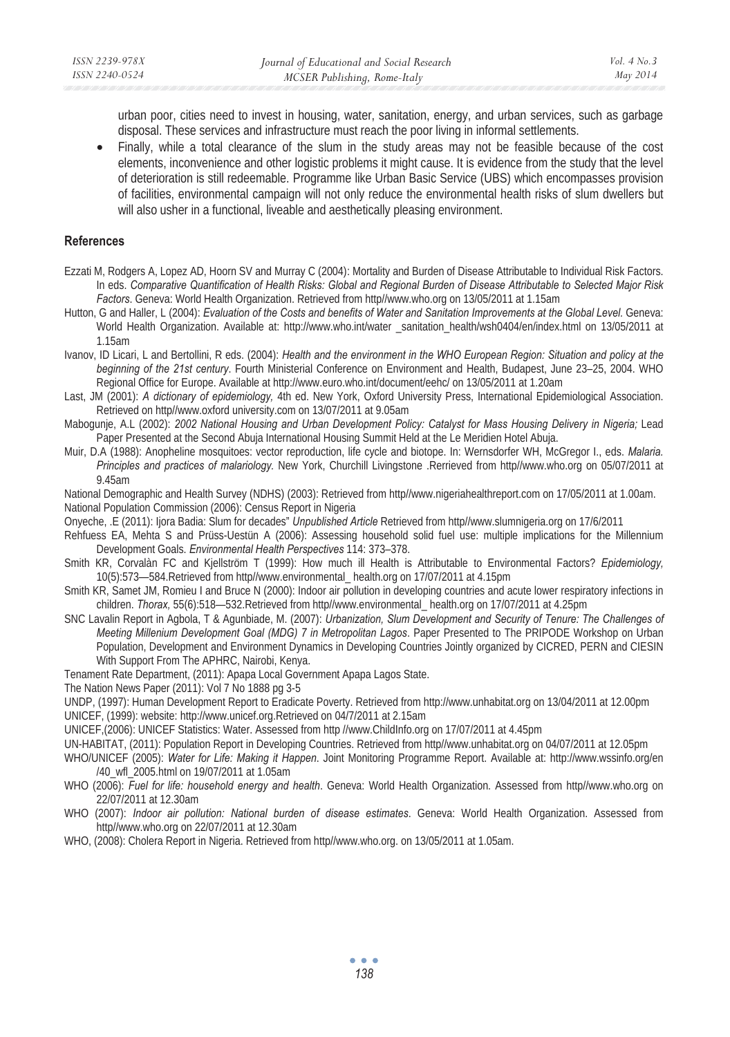urban poor, cities need to invest in housing, water, sanitation, energy, and urban services, such as garbage disposal. These services and infrastructure must reach the poor living in informal settlements.

- Finally, while a total clearance of the slum in the study areas may not be feasible because of the cost elements, inconvenience and other logistic problems it might cause. It is evidence from the study that the level of deterioration is still redeemable. Programme like Urban Basic Service (UBS) which encompasses provision of facilities, environmental campaign will not only reduce the environmental health risks of slum dwellers but will also usher in a functional, liveable and aesthetically pleasing environment.

## References

Ezzati M, Rodgers A, Lopez AD, Hoorn SV and Murray C (2004): Mortality and Burden of Disease Attributable to Individual Risk Factors. In eds. *Comparative Quantification of Health Risks: Global and Regional Burden of Disease Attributable to Selected Major Risk Factors*. Geneva: World Health Organization. Retrieved from http//www.who.org on 13/05/2011 at 1.15am

Hutton, G and Haller, L (2004): *Evaluation of the Costs and benefits of Water and Sanitation Improvements at the Global Level*. Geneva: World Health Organization. Available at: http://www.who.int/water _sanitation_health/wsh0404/en/index.html on 13/05/2011 at 1.15am

Ivanov, ID Licari, L and Bertollini, R eds. (2004): *Health and the environment in the WHO European Region: Situation and policy at the beginning of the 21st century*. Fourth Ministerial Conference on Environment and Health, Budapest, June 23–25, 2004. WHO Regional Office for Europe. Available at http://www.euro.who.int/document/eehc/ on 13/05/2011 at 1.20am

Last, JM (2001): *A dictionary of epidemiology,* 4th ed. New York, Oxford University Press, International Epidemiological Association. Retrieved on http//www.oxford university.com on 13/07/2011 at 9.05am

Mabogunje, A.L (2002): *2002 National Housing and Urban Development Policy: Catalyst for Mass Housing Delivery in Nigeria;* Lead Paper Presented at the Second Abuja International Housing Summit Held at the Le Meridien Hotel Abuja.

Muir, D.A (1988): Anopheline mosquitoes: vector reproduction, life cycle and biotope. In: Wernsdorfer WH, McGregor I., eds. *Malaria. Principles and practices of malariology.* New York, Churchill Livingstone .Rerrieved from http//www.who.org on 05/07/2011 at 9.45am

National Demographic and Health Survey (NDHS) (2003): Retrieved from http//www.nigeriahealthreport.com on 17/05/2011 at 1.00am.

National Population Commission (2006): Census Report in Nigeria

Onyeche, .E (2011): Ijora Badia: Slum for decades" *Unpublished Article* Retrieved from http//www.slumnigeria.org on 17/6/2011

Rehfuess EA, Mehta S and Prüss-Ueestün A (2006): Assessing household solid fuel use: multiple implications for the Millennium Development Goals. *Environmental Health Perspectives* 114: 373–378.

Smith KR, Corvalàn FC and Kjellström T (1999): How much ill Health is Attributable to Environmental Factors? *Epidemiology,* 10(5):573—584.Retrieved from http//www.environmental_ health.org on 17/07/2011 at 4.15pm

Smith KR, Samet JM, Romieu I and Bruce N (2000): Indoor air pollution in developing countries and acute lower respiratory infections in children. *Thorax,* 55(6):518—532.Retrieved from http//www.environmental_ health.org on 17/07/2011 at 4.25pm

SNC Lavalin Report in Agbola, T & Agunbiade, M. (2007): *Urbanization, Slum Development and Security of Tenure: The Challenges of Meeting Millenium Development Goal (MDG) 7 in Metropolitan Lagos*. Paper Presented to The PRIPODE Workshop on Urban Population, Development and Environment Dynamics in Developing Countries Jointly organized by CICRED, PERN and CIESIN With Support From The APHRC, Nairobi, Kenya.

Tenament Rate Department, (2011): Apapa Local Government Apapa Lagos State.

The Nation News Paper (2011): Vol 7 No 1888 pg 3-5

UNDP, (1997): Human Development Report to Eradicate Poverty. Retrieved from http://www.unhabitat.org on 13/04/2011 at 12.00pm

UNICEF, (1999): website: http://www.unicef.org.Retrieved on 04/7/2011 at 2.15am

UNICEF,(2006): UNICEF Statistics: Water. Assessed from http //www.ChildInfo.org on 17/07/2011 at 4.45pm

UN-HABITAT, (2011): Population Report in Developing Countries. Retrieved from http//www.unhabitat.org on 04/07/2011 at 12.05pm

WHO/UNICEF (2005): *Water for Life: Making it Happen*. Joint Monitoring Programme Report. Available at: http://www.wssinfo.org/en /40_wfl_2005.html on 19/07/2011 at 1.05am

WHO (2006): *Fuel for life: household energy and health*. Geneva: World Health Organization. Assessed from http//www.who.org on 22/07/2011 at 12.30am

WHO (2007): *Indoor air pollution: National burden of disease estimates*. Geneva: World Health Organization. Assessed from http//www.who.org on 22/07/2011 at 12.30am

WHO, (2008): Cholera Report in Nigeria. Retrieved from http//www.who.org. on 13/05/2011 at 1.05am.